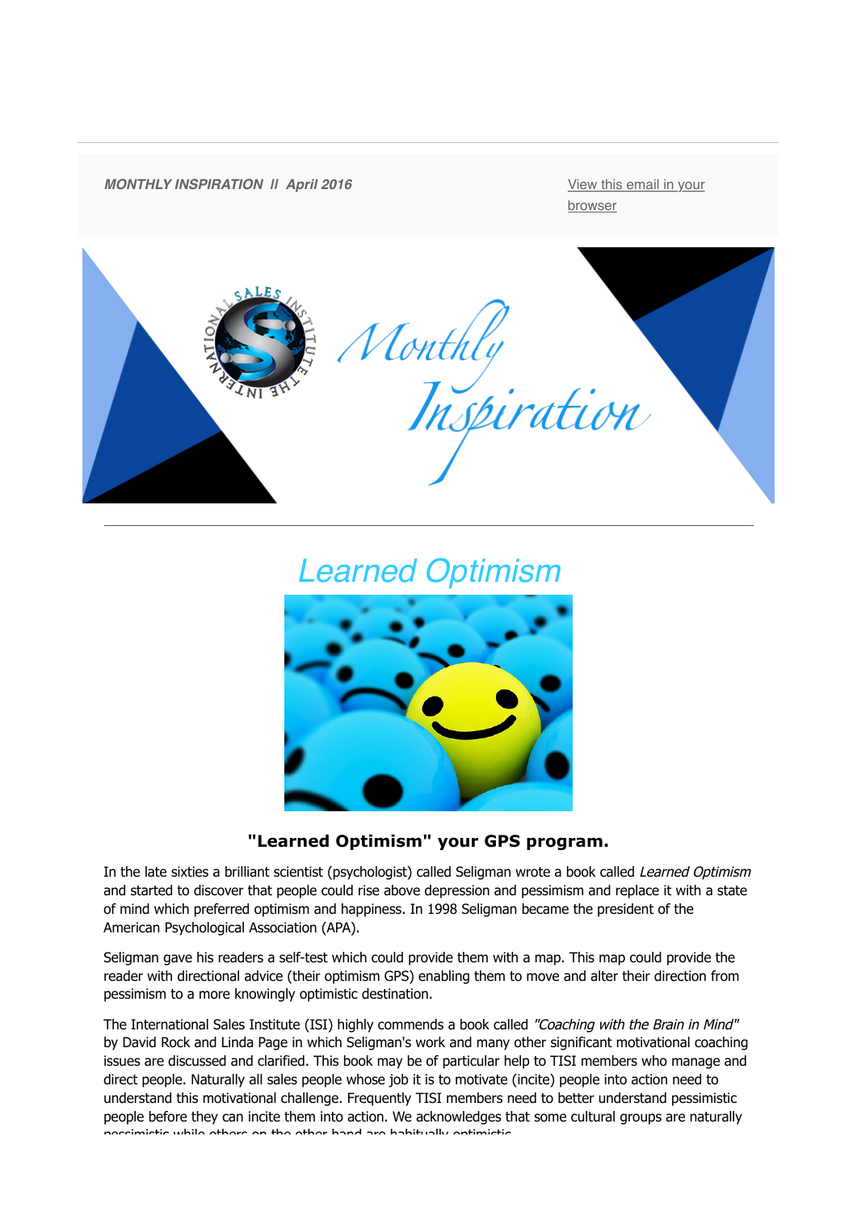**MONTHLY INSPIRATION // April 2016**

View this email in your browser

# Learned Optimism

### "Learned Optimism" your GPS program.

In the late sixties a brilliant scientist (psychologist) called Seligman wrote a book called *Learned Optimism* and started to discover that people could rise above depression and pessimism and replace it with a state of mind which preferred optimism and happiness. In 1998 Seligman became the president of the American Psychological Association (APA).

Seligman gave his readers a self-test which could provide them with a map. This map could provide the reader with directional advice (their optimism GPS) enabling them to move and alter their direction from pessimism to a more knowingly optimistic destination.

The International Sales Institute (ISI) highly commends a book called *"Coaching with the Brain in Mind"* by David Rock and Linda Page in which Seligman's work and many other significant motivational coaching issues are discussed and clarified. This book may be of particular help to TISI members who manage and direct people. Naturally all sales people whose job it is to motivate (incite) people into action need to understand this motivational challenge. Frequently TISI members need to better understand pessimistic people before they can incite them into action. We acknowledges that some cultural groups are naturally pessimistic while others on the other hand are habitually optimistic.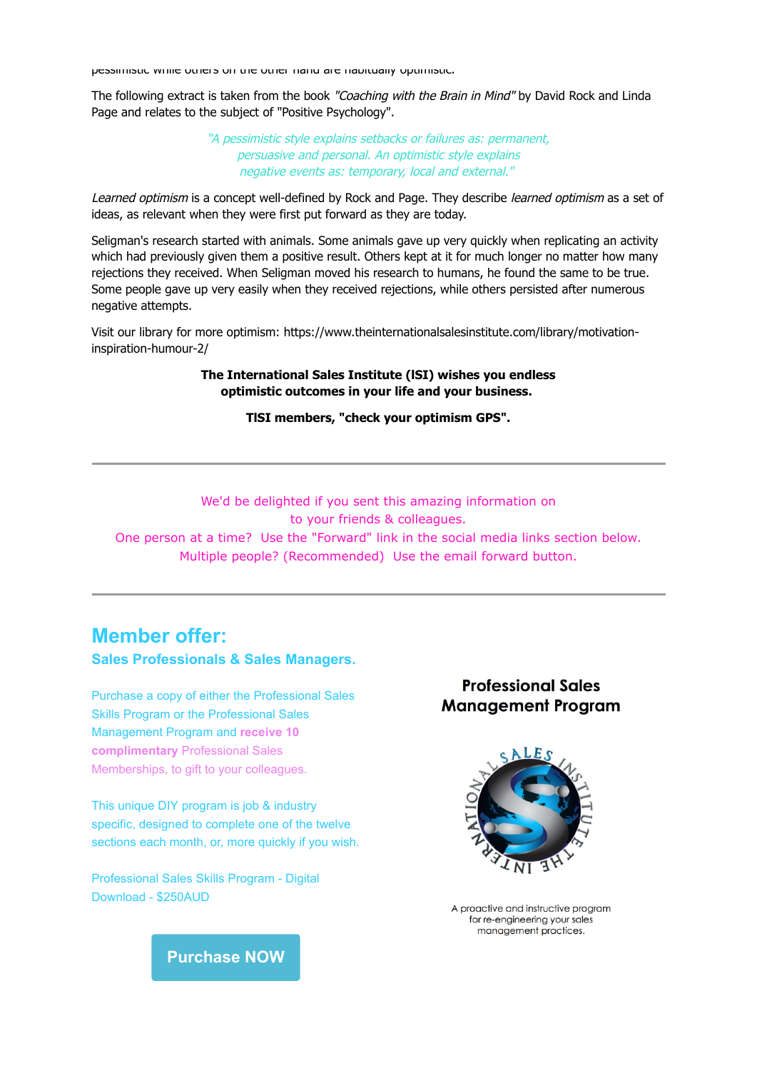pessimistic while others on the other hand are habitually optimistic.

The following extract is taken from the book *"Coaching with the Brain in Mind"* by David Rock and Linda Page and relates to the subject of "Positive Psychology".

> *"A pessimistic style explains setbacks or failures as: permanent, persuasive and personal. An optimistic style explains negative events as: temporary, local and external."*

*Learned optimism* is a concept well-defined by Rock and Page. They describe *learned optimism* as a set of ideas, as relevant when they were first put forward as they are today.

Seligman's research started with animals. Some animals gave up very quickly when replicating an activity which had previously given them a positive result. Others kept at it for much longer no matter how many rejections they received. When Seligman moved his research to humans, he found the same to be true. Some people gave up very easily when they received rejections, while others persisted after numerous negative attempts.

Visit our library for more optimism: https://www.theinternationalsalesinstitute.com/library/motivation-inspiration-humour-2/

**The International Sales Institute (ISI) wishes you endless optimistic outcomes in your life and your business.**

**TISI members, "check your optimism GPS".**

---

We'd be delighted if you sent this amazing information on to your friends & colleagues.
One person at a time? Use the "Forward" link in the social media links section below.
Multiple people? (Recommended) Use the email forward button.

---

## Member offer:

### Sales Professionals & Sales Managers.

Purchase a copy of either the Professional Sales Skills Program or the Professional Sales Management Program and **receive 10 complimentary** Professional Sales Memberships, to gift to your colleagues.

This unique DIY program is job & industry specific, designed to complete one of the twelve sections each month, or, more quickly if you wish.

Professional Sales Skills Program - Digital Download - $250AUD

**Purchase NOW**

**Professional Sales Management Program**

THE INTERNATIONAL SALES INSTITUTE

A proactive and instructive program for re-engineering your sales management practices.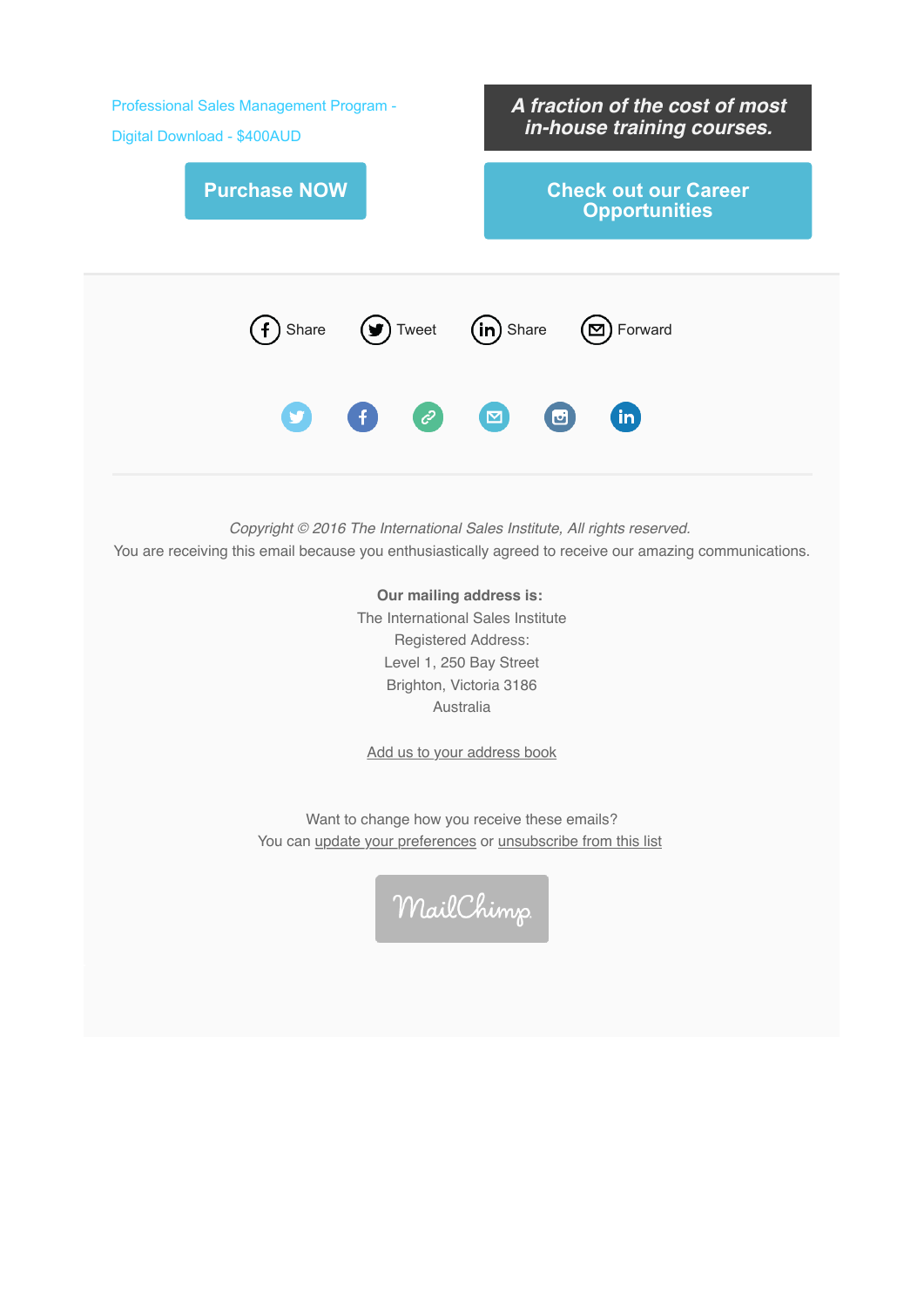Professional Sales Management Program - Digital Download - $400AUD

**Purchase NOW**

***A fraction of the cost of most in-house training courses.***

**Check out our Career Opportunities**

Share Tweet Share Forward

---

*Copyright © 2016 The International Sales Institute, All rights reserved.*

You are receiving this email because you enthusiastically agreed to receive our amazing communications.

**Our mailing address is:**

The International Sales Institute

Registered Address:

Level 1, 250 Bay Street

Brighton, Victoria 3186

Australia

Add us to your address book

Want to change how you receive these emails?

You can update your preferences or unsubscribe from this list

MailChimp